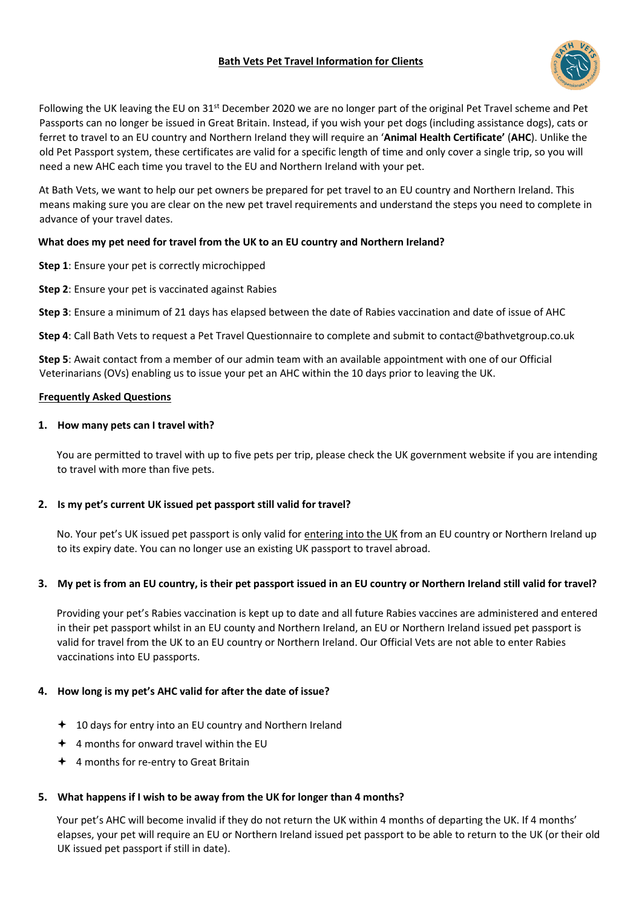# Bath Vets Pet Travel Information for Clients

Following the UK leaving the EU on 31st December 2020 we are no longer part of the original Pet Travel scheme and Pet Passports can no longer be issued in Great Britain. Instead, if you wish your pet dogs (including assistance dogs), cats or ferret to travel to an EU country and Northern Ireland they will require an '**Animal Health Certificate'** (**AHC**). Unlike the old Pet Passport system, these certificates are valid for a specific length of time and only cover a single trip, so you will need a new AHC each time you travel to the EU and Northern Ireland with your pet.

At Bath Vets, we want to help our pet owners be prepared for pet travel to an EU country and Northern Ireland. This means making sure you are clear on the new pet travel requirements and understand the steps you need to complete in advance of your travel dates.

**What does my pet need for travel from the UK to an EU country and Northern Ireland?**

**Step 1**: Ensure your pet is correctly microchipped

**Step 2**: Ensure your pet is vaccinated against Rabies

**Step 3**: Ensure a minimum of 21 days has elapsed between the date of Rabies vaccination and date of issue of AHC

**Step 4**: Call Bath Vets to request a Pet Travel Questionnaire to complete and submit to contact@bathvetgroup.co.uk

**Step 5**: Await contact from a member of our admin team with an available appointment with one of our Official Veterinarians (OVs) enabling us to issue your pet an AHC within the 10 days prior to leaving the UK.

## Frequently Asked Questions

1. **How many pets can I travel with?**

   You are permitted to travel with up to five pets per trip, please check the UK government website if you are intending to travel with more than five pets.

2. **Is my pet's current UK issued pet passport still valid for travel?**

   No. Your pet's UK issued pet passport is only valid for entering into the UK from an EU country or Northern Ireland up to its expiry date. You can no longer use an existing UK passport to travel abroad.

3. **My pet is from an EU country, is their pet passport issued in an EU country or Northern Ireland still valid for travel?**

   Providing your pet's Rabies vaccination is kept up to date and all future Rabies vaccines are administered and entered in their pet passport whilst in an EU county and Northern Ireland, an EU or Northern Ireland issued pet passport is valid for travel from the UK to an EU country or Northern Ireland. Our Official Vets are not able to enter Rabies vaccinations into EU passports.

4. **How long is my pet's AHC valid for after the date of issue?**

   - 10 days for entry into an EU country and Northern Ireland
   - 4 months for onward travel within the EU
   - 4 months for re-entry to Great Britain

5. **What happens if I wish to be away from the UK for longer than 4 months?**

   Your pet's AHC will become invalid if they do not return the UK within 4 months of departing the UK. If 4 months' elapses, your pet will require an EU or Northern Ireland issued pet passport to be able to return to the UK (or their old UK issued pet passport if still in date).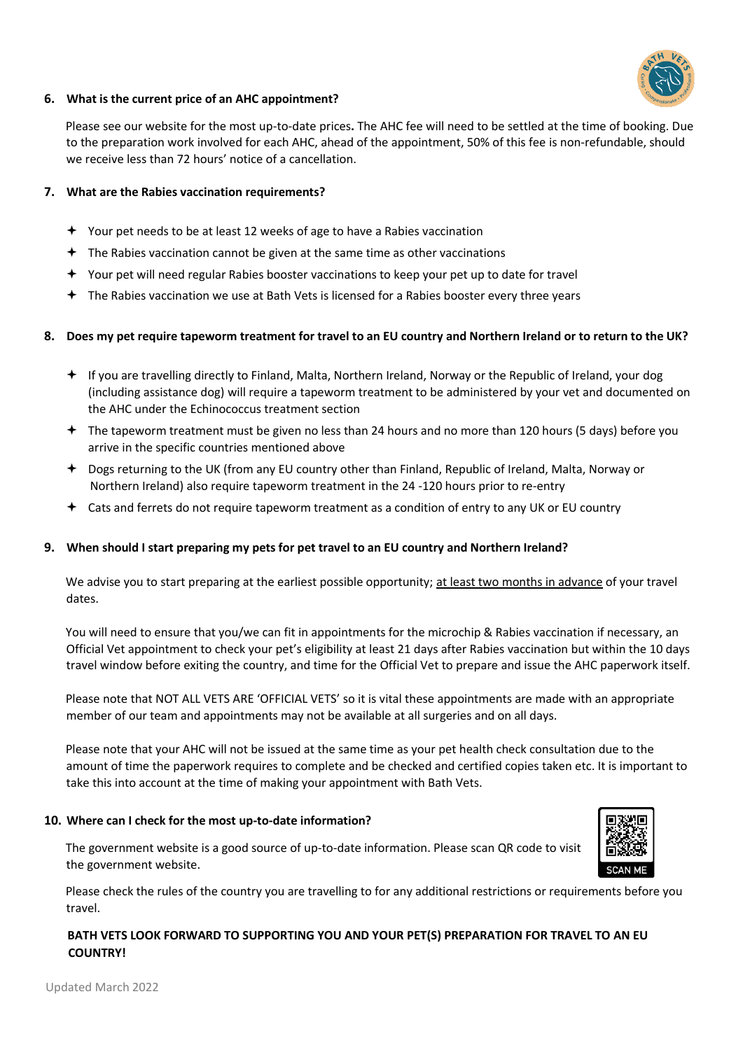### 6. What is the current price of an AHC appointment?

Please see our website for the most up-to-date prices**.** The AHC fee will need to be settled at the time of booking. Due to the preparation work involved for each AHC, ahead of the appointment, 50% of this fee is non-refundable, should we receive less than 72 hours' notice of a cancellation.

### 7. What are the Rabies vaccination requirements?

- Your pet needs to be at least 12 weeks of age to have a Rabies vaccination
- The Rabies vaccination cannot be given at the same time as other vaccinations
- Your pet will need regular Rabies booster vaccinations to keep your pet up to date for travel
- The Rabies vaccination we use at Bath Vets is licensed for a Rabies booster every three years

### 8. Does my pet require tapeworm treatment for travel to an EU country and Northern Ireland or to return to the UK?

- If you are travelling directly to Finland, Malta, Northern Ireland, Norway or the Republic of Ireland, your dog (including assistance dog) will require a tapeworm treatment to be administered by your vet and documented on the AHC under the Echinococcus treatment section
- The tapeworm treatment must be given no less than 24 hours and no more than 120 hours (5 days) before you arrive in the specific countries mentioned above
- Dogs returning to the UK (from any EU country other than Finland, Republic of Ireland, Malta, Norway or Northern Ireland) also require tapeworm treatment in the 24 -120 hours prior to re-entry
- Cats and ferrets do not require tapeworm treatment as a condition of entry to any UK or EU country

### 9. When should I start preparing my pets for pet travel to an EU country and Northern Ireland?

We advise you to start preparing at the earliest possible opportunity; at least two months in advance of your travel dates.

You will need to ensure that you/we can fit in appointments for the microchip & Rabies vaccination if necessary, an Official Vet appointment to check your pet's eligibility at least 21 days after Rabies vaccination but within the 10 days travel window before exiting the country, and time for the Official Vet to prepare and issue the AHC paperwork itself.

Please note that NOT ALL VETS ARE 'OFFICIAL VETS' so it is vital these appointments are made with an appropriate member of our team and appointments may not be available at all surgeries and on all days.

Please note that your AHC will not be issued at the same time as your pet health check consultation due to the amount of time the paperwork requires to complete and be checked and certified copies taken etc. It is important to take this into account at the time of making your appointment with Bath Vets.

### 10. Where can I check for the most up-to-date information?

The government website is a good source of up-to-date information. Please scan QR code to visit the government website.

SCAN ME

Please check the rules of the country you are travelling to for any additional restrictions or requirements before you travel.

**BATH VETS LOOK FORWARD TO SUPPORTING YOU AND YOUR PET(S) PREPARATION FOR TRAVEL TO AN EU COUNTRY!**

Updated March 2022